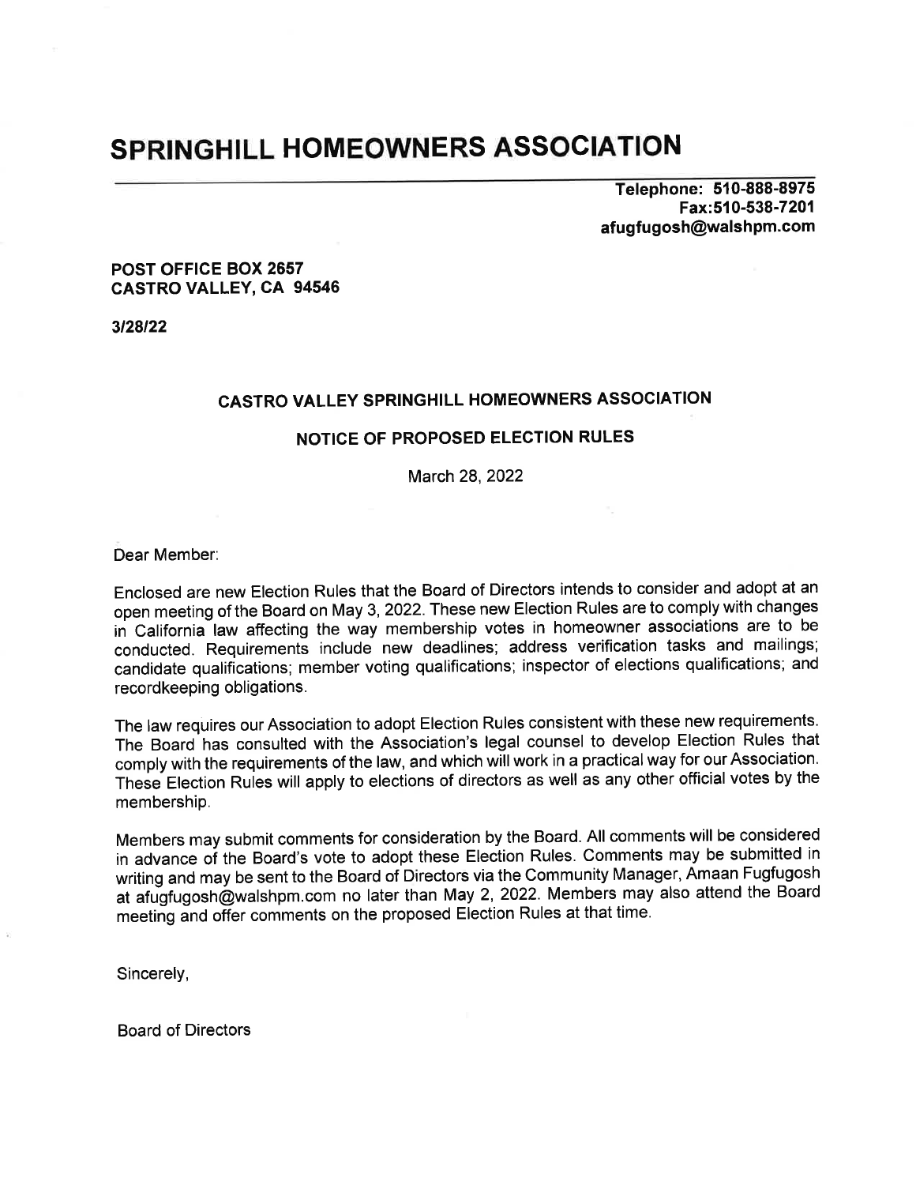# SPRINGHILL HOMEOWNERS ASSOCIATION

**Telephone: 510-888-8975**
**Fax:510-538-7201**
**afugfugosh@walshpm.com**

**POST OFFICE BOX 2657**
**CASTRO VALLEY, CA 94546**

**3/28/22**

## CASTRO VALLEY SPRINGHILL HOMEOWNERS ASSOCIATION

## NOTICE OF PROPOSED ELECTION RULES

March 28, 2022

Dear Member:

Enclosed are new Election Rules that the Board of Directors intends to consider and adopt at an open meeting of the Board on May 3, 2022. These new Election Rules are to comply with changes in California law affecting the way membership votes in homeowner associations are to be conducted. Requirements include new deadlines; address verification tasks and mailings; candidate qualifications; member voting qualifications; inspector of elections qualifications; and recordkeeping obligations.

The law requires our Association to adopt Election Rules consistent with these new requirements. The Board has consulted with the Association's legal counsel to develop Election Rules that comply with the requirements of the law, and which will work in a practical way for our Association. These Election Rules will apply to elections of directors as well as any other official votes by the membership.

Members may submit comments for consideration by the Board. All comments will be considered in advance of the Board's vote to adopt these Election Rules. Comments may be submitted in writing and may be sent to the Board of Directors via the Community Manager, Amaan Fugfugosh at afugfugosh@walshpm.com no later than May 2, 2022. Members may also attend the Board meeting and offer comments on the proposed Election Rules at that time.

Sincerely,

Board of Directors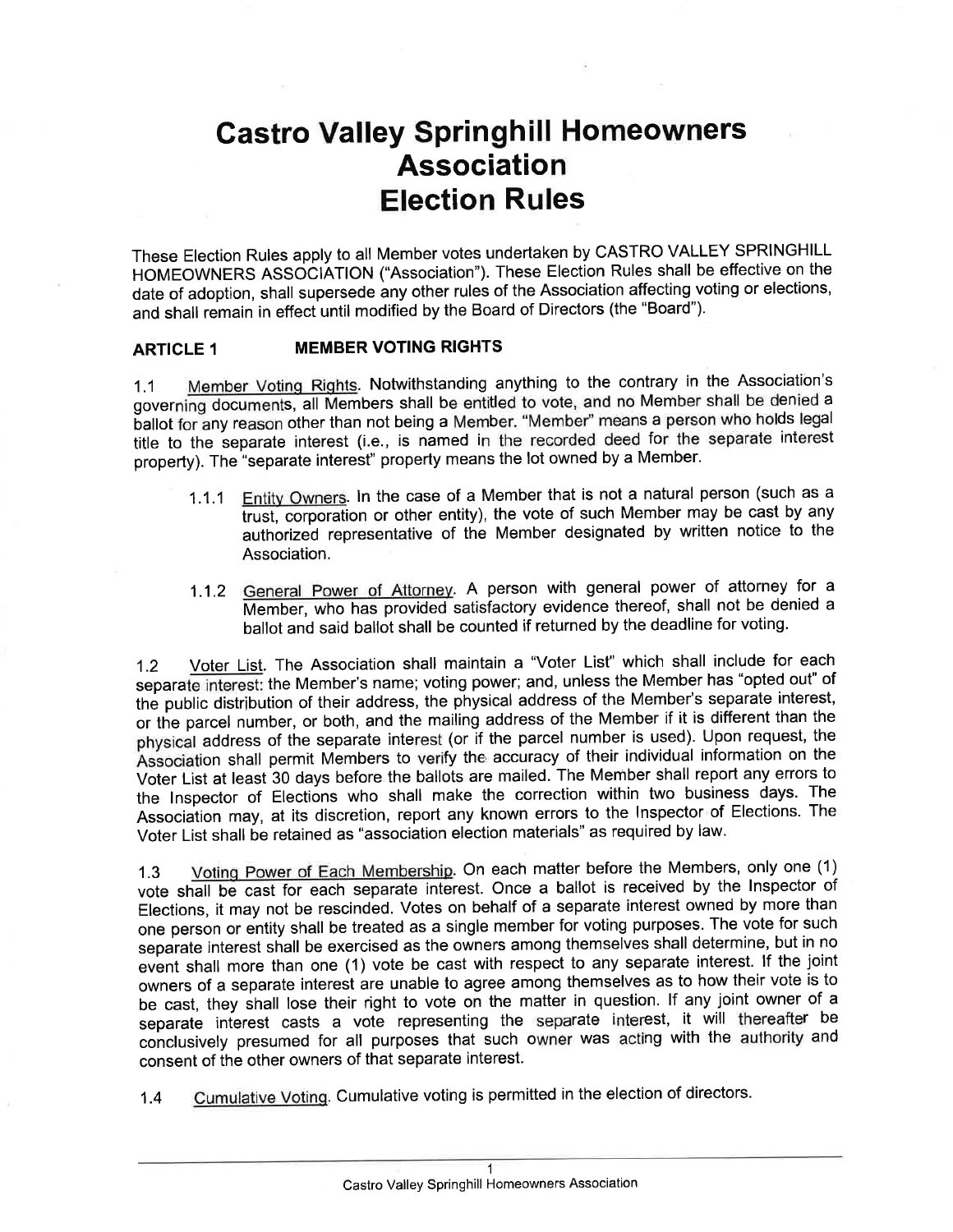# Castro Valley Springhill Homeowners Association Election Rules

These Election Rules apply to all Member votes undertaken by CASTRO VALLEY SPRINGHILL HOMEOWNERS ASSOCIATION ("Association"). These Election Rules shall be effective on the date of adoption, shall supersede any other rules of the Association affecting voting or elections, and shall remain in effect until modified by the Board of Directors (the "Board").

## ARTICLE 1 MEMBER VOTING RIGHTS

1.1 Member Voting Rights. Notwithstanding anything to the contrary in the Association's governing documents, all Members shall be entitled to vote, and no Member shall be denied a ballot for any reason other than not being a Member. "Member" means a person who holds legal title to the separate interest (i.e., is named in the recorded deed for the separate interest property). The "separate interest" property means the lot owned by a Member.

1.1.1 Entity Owners. In the case of a Member that is not a natural person (such as a trust, corporation or other entity), the vote of such Member may be cast by any authorized representative of the Member designated by written notice to the Association.

1.1.2 General Power of Attorney. A person with general power of attorney for a Member, who has provided satisfactory evidence thereof, shall not be denied a ballot and said ballot shall be counted if returned by the deadline for voting.

1.2 Voter List. The Association shall maintain a "Voter List" which shall include for each separate interest: the Member's name; voting power; and, unless the Member has "opted out" of the public distribution of their address, the physical address of the Member's separate interest, or the parcel number, or both, and the mailing address of the Member if it is different than the physical address of the separate interest (or if the parcel number is used). Upon request, the Association shall permit Members to verify the accuracy of their individual information on the Voter List at least 30 days before the ballots are mailed. The Member shall report any errors to the Inspector of Elections who shall make the correction within two business days. The Association may, at its discretion, report any known errors to the Inspector of Elections. The Voter List shall be retained as "association election materials" as required by law.

1.3 Voting Power of Each Membership. On each matter before the Members, only one (1) vote shall be cast for each separate interest. Once a ballot is received by the Inspector of Elections, it may not be rescinded. Votes on behalf of a separate interest owned by more than one person or entity shall be treated as a single member for voting purposes. The vote for such separate interest shall be exercised as the owners among themselves shall determine, but in no event shall more than one (1) vote be cast with respect to any separate interest. If the joint owners of a separate interest are unable to agree among themselves as to how their vote is to be cast, they shall lose their right to vote on the matter in question. If any joint owner of a separate interest casts a vote representing the separate interest, it will thereafter be conclusively presumed for all purposes that such owner was acting with the authority and consent of the other owners of that separate interest.

1.4 Cumulative Voting. Cumulative voting is permitted in the election of directors.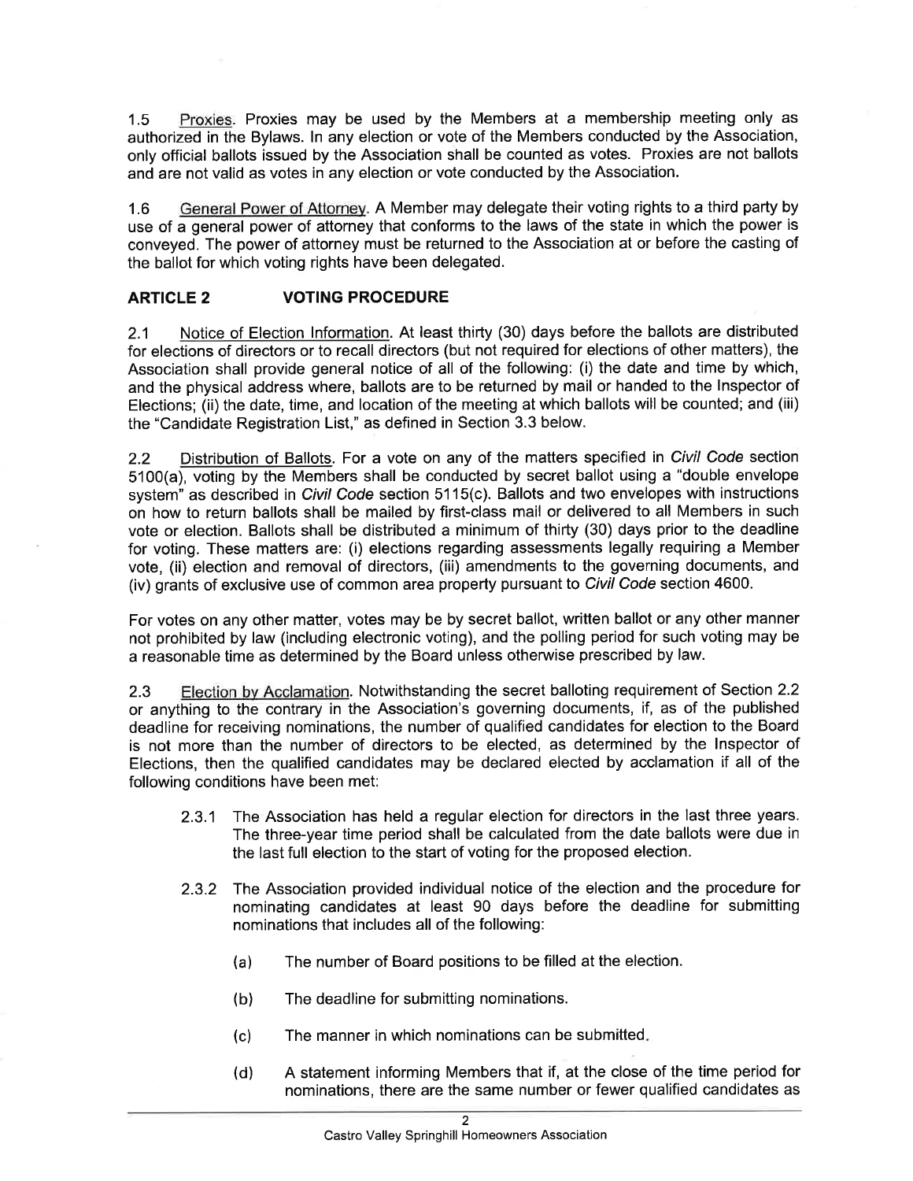1.5 Proxies. Proxies may be used by the Members at a membership meeting only as authorized in the Bylaws. In any election or vote of the Members conducted by the Association, only official ballots issued by the Association shall be counted as votes. Proxies are not ballots and are not valid as votes in any election or vote conducted by the Association.

1.6 General Power of Attorney. A Member may delegate their voting rights to a third party by use of a general power of attorney that conforms to the laws of the state in which the power is conveyed. The power of attorney must be returned to the Association at or before the casting of the ballot for which voting rights have been delegated.

## ARTICLE 2 VOTING PROCEDURE

2.1 Notice of Election Information. At least thirty (30) days before the ballots are distributed for elections of directors or to recall directors (but not required for elections of other matters), the Association shall provide general notice of all of the following: (i) the date and time by which, and the physical address where, ballots are to be returned by mail or handed to the Inspector of Elections; (ii) the date, time, and location of the meeting at which ballots will be counted; and (iii) the "Candidate Registration List," as defined in Section 3.3 below.

2.2 Distribution of Ballots. For a vote on any of the matters specified in *Civil Code* section 5100(a), voting by the Members shall be conducted by secret ballot using a "double envelope system" as described in *Civil Code* section 5115(c). Ballots and two envelopes with instructions on how to return ballots shall be mailed by first-class mail or delivered to all Members in such vote or election. Ballots shall be distributed a minimum of thirty (30) days prior to the deadline for voting. These matters are: (i) elections regarding assessments legally requiring a Member vote, (ii) election and removal of directors, (iii) amendments to the governing documents, and (iv) grants of exclusive use of common area property pursuant to *Civil Code* section 4600.

For votes on any other matter, votes may be by secret ballot, written ballot or any other manner not prohibited by law (including electronic voting), and the polling period for such voting may be a reasonable time as determined by the Board unless otherwise prescribed by law.

2.3 Election by Acclamation. Notwithstanding the secret balloting requirement of Section 2.2 or anything to the contrary in the Association's governing documents, if, as of the published deadline for receiving nominations, the number of qualified candidates for election to the Board is not more than the number of directors to be elected, as determined by the Inspector of Elections, then the qualified candidates may be declared elected by acclamation if all of the following conditions have been met:

2.3.1 The Association has held a regular election for directors in the last three years. The three-year time period shall be calculated from the date ballots were due in the last full election to the start of voting for the proposed election.

2.3.2 The Association provided individual notice of the election and the procedure for nominating candidates at least 90 days before the deadline for submitting nominations that includes all of the following:

(a) The number of Board positions to be filled at the election.

(b) The deadline for submitting nominations.

(c) The manner in which nominations can be submitted.

(d) A statement informing Members that if, at the close of the time period for nominations, there are the same number or fewer qualified candidates as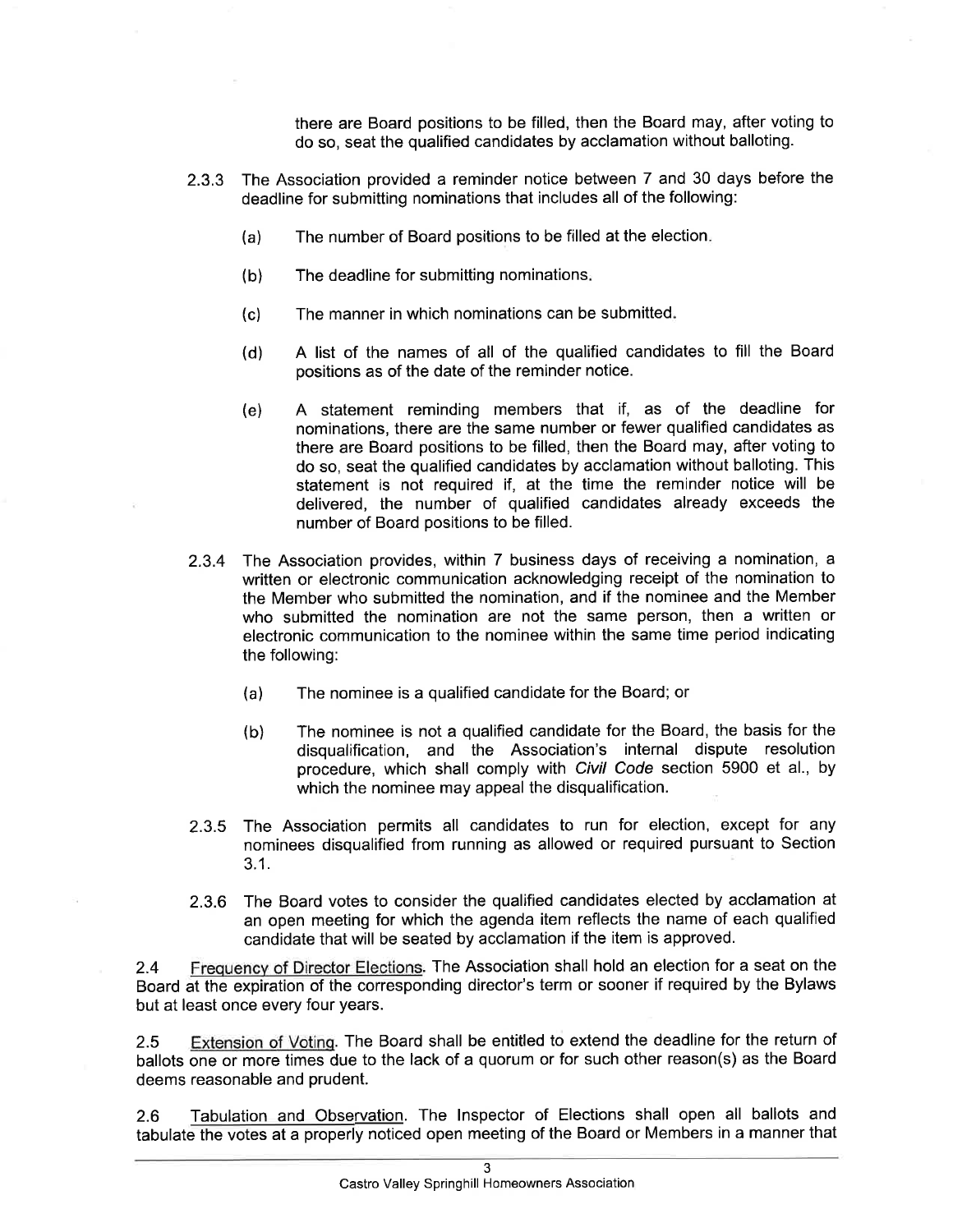there are Board positions to be filled, then the Board may, after voting to do so, seat the qualified candidates by acclamation without balloting.

2.3.3 The Association provided a reminder notice between 7 and 30 days before the deadline for submitting nominations that includes all of the following:

(a) The number of Board positions to be filled at the election.

(b) The deadline for submitting nominations.

(c) The manner in which nominations can be submitted.

(d) A list of the names of all of the qualified candidates to fill the Board positions as of the date of the reminder notice.

(e) A statement reminding members that if, as of the deadline for nominations, there are the same number or fewer qualified candidates as there are Board positions to be filled, then the Board may, after voting to do so, seat the qualified candidates by acclamation without balloting. This statement is not required if, at the time the reminder notice will be delivered, the number of qualified candidates already exceeds the number of Board positions to be filled.

2.3.4 The Association provides, within 7 business days of receiving a nomination, a written or electronic communication acknowledging receipt of the nomination to the Member who submitted the nomination, and if the nominee and the Member who submitted the nomination are not the same person, then a written or electronic communication to the nominee within the same time period indicating the following:

(a) The nominee is a qualified candidate for the Board; or

(b) The nominee is not a qualified candidate for the Board, the basis for the disqualification, and the Association's internal dispute resolution procedure, which shall comply with *Civil Code* section 5900 et al., by which the nominee may appeal the disqualification.

2.3.5 The Association permits all candidates to run for election, except for any nominees disqualified from running as allowed or required pursuant to Section 3.1.

2.3.6 The Board votes to consider the qualified candidates elected by acclamation at an open meeting for which the agenda item reflects the name of each qualified candidate that will be seated by acclamation if the item is approved.

2.4 <u>Frequency of Director Elections</u>. The Association shall hold an election for a seat on the Board at the expiration of the corresponding director's term or sooner if required by the Bylaws but at least once every four years.

2.5 <u>Extension of Voting</u>. The Board shall be entitled to extend the deadline for the return of ballots one or more times due to the lack of a quorum or for such other reason(s) as the Board deems reasonable and prudent.

2.6 <u>Tabulation and Observation</u>. The Inspector of Elections shall open all ballots and tabulate the votes at a properly noticed open meeting of the Board or Members in a manner that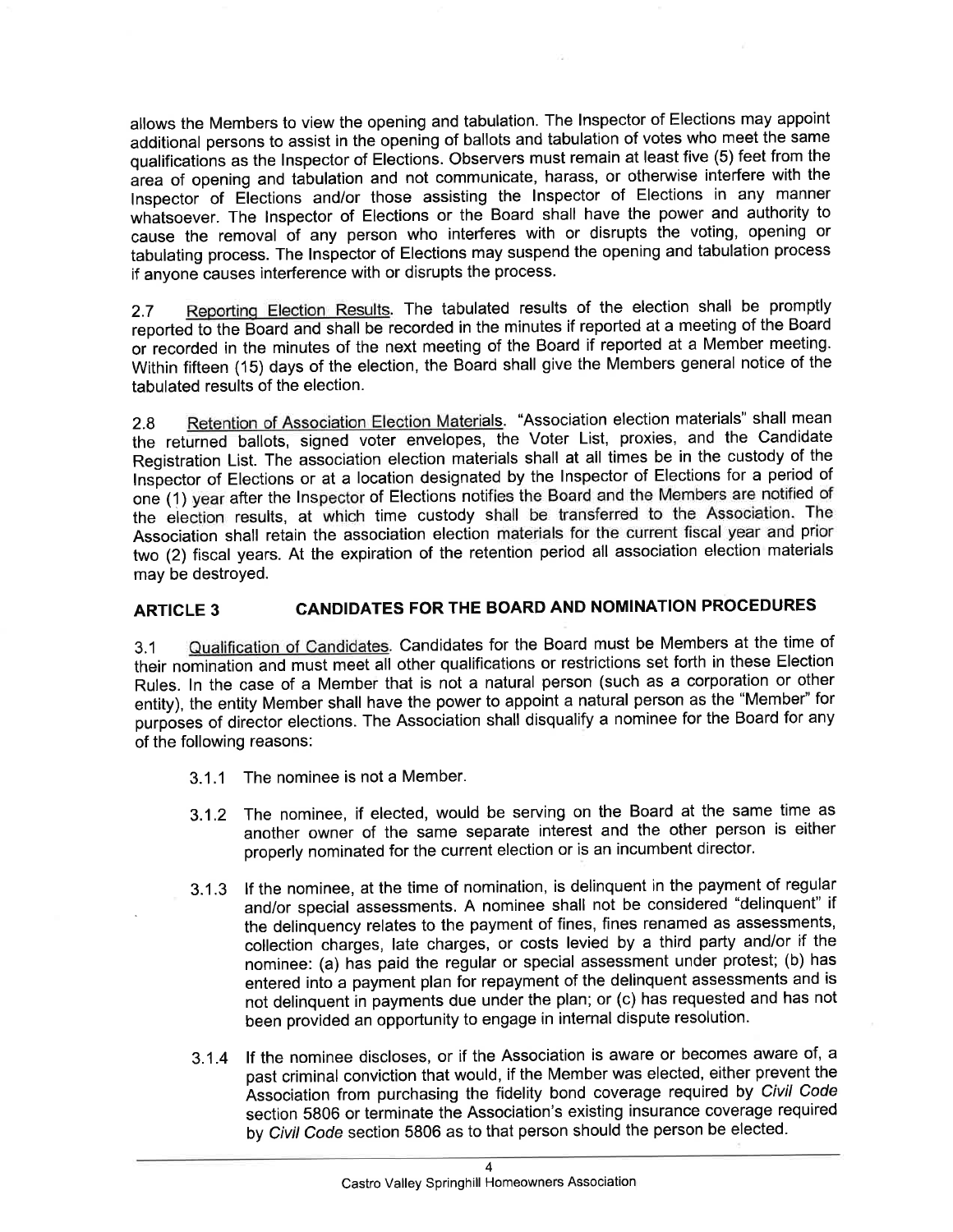allows the Members to view the opening and tabulation. The Inspector of Elections may appoint additional persons to assist in the opening of ballots and tabulation of votes who meet the same qualifications as the Inspector of Elections. Observers must remain at least five (5) feet from the area of opening and tabulation and not communicate, harass, or otherwise interfere with the Inspector of Elections and/or those assisting the Inspector of Elections in any manner whatsoever. The Inspector of Elections or the Board shall have the power and authority to cause the removal of any person who interferes with or disrupts the voting, opening or tabulating process. The Inspector of Elections may suspend the opening and tabulation process if anyone causes interference with or disrupts the process.

2.7 Reporting Election Results. The tabulated results of the election shall be promptly reported to the Board and shall be recorded in the minutes if reported at a meeting of the Board or recorded in the minutes of the next meeting of the Board if reported at a Member meeting. Within fifteen (15) days of the election, the Board shall give the Members general notice of the tabulated results of the election.

2.8 Retention of Association Election Materials. "Association election materials" shall mean the returned ballots, signed voter envelopes, the Voter List, proxies, and the Candidate Registration List. The association election materials shall at all times be in the custody of the Inspector of Elections or at a location designated by the Inspector of Elections for a period of one (1) year after the Inspector of Elections notifies the Board and the Members are notified of the election results, at which time custody shall be transferred to the Association. The Association shall retain the association election materials for the current fiscal year and prior two (2) fiscal years. At the expiration of the retention period all association election materials may be destroyed.

## ARTICLE 3 CANDIDATES FOR THE BOARD AND NOMINATION PROCEDURES

3.1 Qualification of Candidates. Candidates for the Board must be Members at the time of their nomination and must meet all other qualifications or restrictions set forth in these Election Rules. In the case of a Member that is not a natural person (such as a corporation or other entity), the entity Member shall have the power to appoint a natural person as the "Member" for purposes of director elections. The Association shall disqualify a nominee for the Board for any of the following reasons:

3.1.1 The nominee is not a Member.

3.1.2 The nominee, if elected, would be serving on the Board at the same time as another owner of the same separate interest and the other person is either properly nominated for the current election or is an incumbent director.

3.1.3 If the nominee, at the time of nomination, is delinquent in the payment of regular and/or special assessments. A nominee shall not be considered "delinquent" if the delinquency relates to the payment of fines, fines renamed as assessments, collection charges, late charges, or costs levied by a third party and/or if the nominee: (a) has paid the regular or special assessment under protest; (b) has entered into a payment plan for repayment of the delinquent assessments and is not delinquent in payments due under the plan; or (c) has requested and has not been provided an opportunity to engage in internal dispute resolution.

3.1.4 If the nominee discloses, or if the Association is aware or becomes aware of, a past criminal conviction that would, if the Member was elected, either prevent the Association from purchasing the fidelity bond coverage required by *Civil Code* section 5806 or terminate the Association's existing insurance coverage required by *Civil Code* section 5806 as to that person should the person be elected.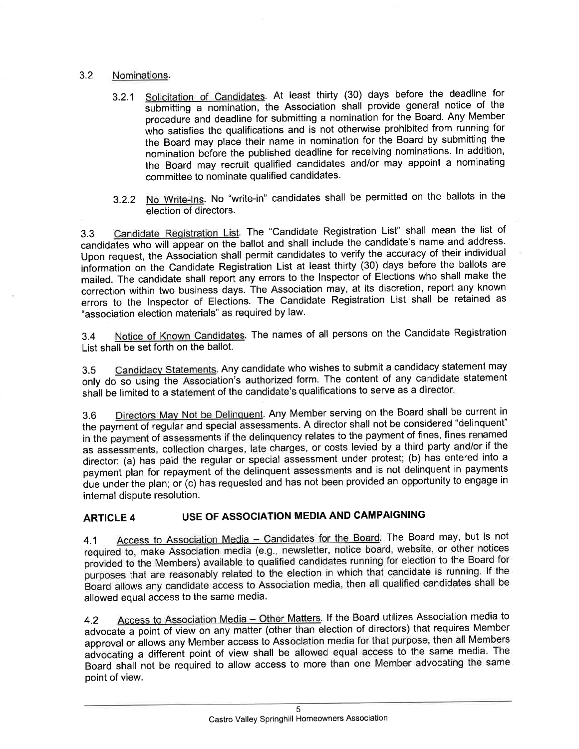3.2 Nominations.

3.2.1 Solicitation of Candidates. At least thirty (30) days before the deadline for submitting a nomination, the Association shall provide general notice of the procedure and deadline for submitting a nomination for the Board. Any Member who satisfies the qualifications and is not otherwise prohibited from running for the Board may place their name in nomination for the Board by submitting the nomination before the published deadline for receiving nominations. In addition, the Board may recruit qualified candidates and/or may appoint a nominating committee to nominate qualified candidates.

3.2.2 No Write-Ins. No "write-in" candidates shall be permitted on the ballots in the election of directors.

3.3 Candidate Registration List. The "Candidate Registration List" shall mean the list of candidates who will appear on the ballot and shall include the candidate's name and address. Upon request, the Association shall permit candidates to verify the accuracy of their individual information on the Candidate Registration List at least thirty (30) days before the ballots are mailed. The candidate shall report any errors to the Inspector of Elections who shall make the correction within two business days. The Association may, at its discretion, report any known errors to the Inspector of Elections. The Candidate Registration List shall be retained as "association election materials" as required by law.

3.4 Notice of Known Candidates. The names of all persons on the Candidate Registration List shall be set forth on the ballot.

3.5 Candidacy Statements. Any candidate who wishes to submit a candidacy statement may only do so using the Association's authorized form. The content of any candidate statement shall be limited to a statement of the candidate's qualifications to serve as a director.

3.6 Directors May Not be Delinquent. Any Member serving on the Board shall be current in the payment of regular and special assessments. A director shall not be considered "delinquent" in the payment of assessments if the delinquency relates to the payment of fines, fines renamed as assessments, collection charges, late charges, or costs levied by a third party and/or if the director: (a) has paid the regular or special assessment under protest; (b) has entered into a payment plan for repayment of the delinquent assessments and is not delinquent in payments due under the plan; or (c) has requested and has not been provided an opportunity to engage in internal dispute resolution.

## ARTICLE 4 USE OF ASSOCIATION MEDIA AND CAMPAIGNING

4.1 Access to Association Media – Candidates for the Board. The Board may, but is not required to, make Association media (e.g., newsletter, notice board, website, or other notices provided to the Members) available to qualified candidates running for election to the Board for purposes that are reasonably related to the election in which that candidate is running. If the Board allows any candidate access to Association media, then all qualified candidates shall be allowed equal access to the same media.

4.2 Access to Association Media – Other Matters. If the Board utilizes Association media to advocate a point of view on any matter (other than election of directors) that requires Member approval or allows any Member access to Association media for that purpose, then all Members advocating a different point of view shall be allowed equal access to the same media. The Board shall not be required to allow access to more than one Member advocating the same point of view.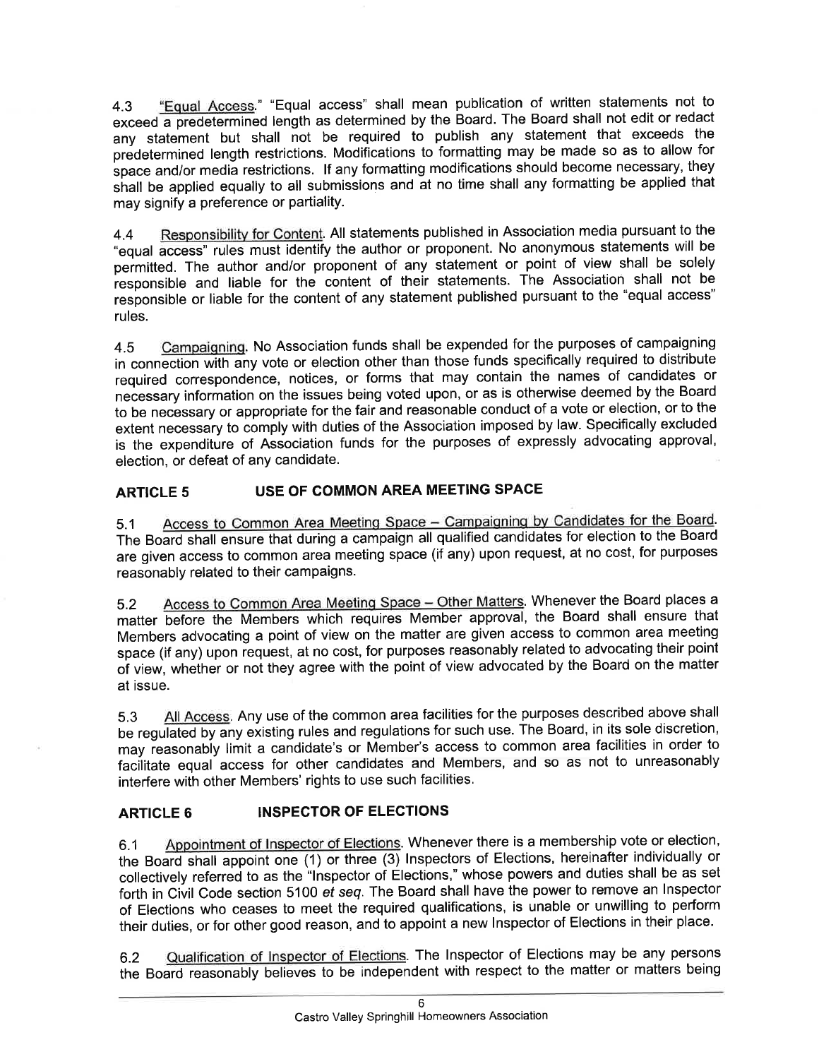4.3 Equal Access. "Equal access" shall mean publication of written statements not to exceed a predetermined length as determined by the Board. The Board shall not edit or redact any statement but shall not be required to publish any statement that exceeds the predetermined length restrictions. Modifications to formatting may be made so as to allow for space and/or media restrictions. If any formatting modifications should become necessary, they shall be applied equally to all submissions and at no time shall any formatting be applied that may signify a preference or partiality.

4.4 Responsibility for Content. All statements published in Association media pursuant to the "equal access" rules must identify the author or proponent. No anonymous statements will be permitted. The author and/or proponent of any statement or point of view shall be solely responsible and liable for the content of their statements. The Association shall not be responsible or liable for the content of any statement published pursuant to the "equal access" rules.

4.5 Campaigning. No Association funds shall be expended for the purposes of campaigning in connection with any vote or election other than those funds specifically required to distribute required correspondence, notices, or forms that may contain the names of candidates or necessary information on the issues being voted upon, or as is otherwise deemed by the Board to be necessary or appropriate for the fair and reasonable conduct of a vote or election, or to the extent necessary to comply with duties of the Association imposed by law. Specifically excluded is the expenditure of Association funds for the purposes of expressly advocating approval, election, or defeat of any candidate.

## ARTICLE 5 USE OF COMMON AREA MEETING SPACE

5.1 Access to Common Area Meeting Space – Campaigning by Candidates for the Board. The Board shall ensure that during a campaign all qualified candidates for election to the Board are given access to common area meeting space (if any) upon request, at no cost, for purposes reasonably related to their campaigns.

5.2 Access to Common Area Meeting Space – Other Matters. Whenever the Board places a matter before the Members which requires Member approval, the Board shall ensure that Members advocating a point of view on the matter are given access to common area meeting space (if any) upon request, at no cost, for purposes reasonably related to advocating their point of view, whether or not they agree with the point of view advocated by the Board on the matter at issue.

5.3 All Access. Any use of the common area facilities for the purposes described above shall be regulated by any existing rules and regulations for such use. The Board, in its sole discretion, may reasonably limit a candidate's or Member's access to common area facilities in order to facilitate equal access for other candidates and Members, and so as not to unreasonably interfere with other Members' rights to use such facilities.

## ARTICLE 6 INSPECTOR OF ELECTIONS

6.1 Appointment of Inspector of Elections. Whenever there is a membership vote or election, the Board shall appoint one (1) or three (3) Inspectors of Elections, hereinafter individually or collectively referred to as the "Inspector of Elections," whose powers and duties shall be as set forth in Civil Code section 5100 *et seq*. The Board shall have the power to remove an Inspector of Elections who ceases to meet the required qualifications, is unable or unwilling to perform their duties, or for other good reason, and to appoint a new Inspector of Elections in their place.

6.2 Qualification of Inspector of Elections. The Inspector of Elections may be any persons the Board reasonably believes to be independent with respect to the matter or matters being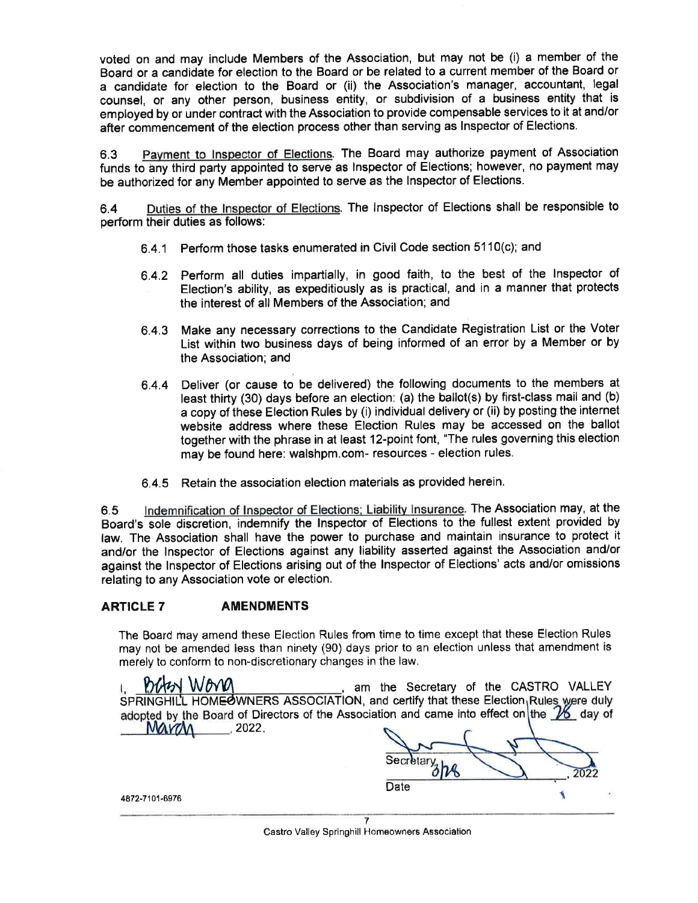voted on and may include Members of the Association, but may not be (i) a member of the Board or a candidate for election to the Board or be related to a current member of the Board or a candidate for election to the Board or (ii) the Association's manager, accountant, legal counsel, or any other person, business entity, or subdivision of a business entity that is employed by or under contract with the Association to provide compensable services to it at and/or after commencement of the election process other than serving as Inspector of Elections.

6.3 Payment to Inspector of Elections. The Board may authorize payment of Association funds to any third party appointed to serve as Inspector of Elections; however, no payment may be authorized for any Member appointed to serve as the Inspector of Elections.

6.4 Duties of the Inspector of Elections. The Inspector of Elections shall be responsible to perform their duties as follows:

6.4.1 Perform those tasks enumerated in Civil Code section 5110(c); and

6.4.2 Perform all duties impartially, in good faith, to the best of the Inspector of Election's ability, as expeditiously as is practical, and in a manner that protects the interest of all Members of the Association; and

6.4.3 Make any necessary corrections to the Candidate Registration List or the Voter List within two business days of being informed of an error by a Member or by the Association; and

6.4.4 Deliver (or cause to be delivered) the following documents to the members at least thirty (30) days before an election: (a) the ballot(s) by first-class mail and (b) a copy of these Election Rules by (i) individual delivery or (ii) by posting the internet website address where these Election Rules may be accessed on the ballot together with the phrase in at least 12-point font, "The rules governing this election may be found here: walshpm.com- resources - election rules.

6.4.5 Retain the association election materials as provided herein.

6.5 Indemnification of Inspector of Elections; Liability Insurance. The Association may, at the Board's sole discretion, indemnify the Inspector of Elections to the fullest extent provided by law. The Association shall have the power to purchase and maintain insurance to protect it and/or the Inspector of Elections against any liability asserted against the Association and/or against the Inspector of Elections arising out of the Inspector of Elections' acts and/or omissions relating to any Association vote or election.

## ARTICLE 7 AMENDMENTS

The Board may amend these Election Rules from time to time except that these Election Rules may not be amended less than ninety (90) days prior to an election unless that amendment is merely to conform to non-discretionary changes in the law.

I, Betsy Wong, am the Secretary of the CASTRO VALLEY SPRINGHILL HOMEOWNERS ASSOCIATION, and certify that these Election Rules were duly adopted by the Board of Directors of the Association and came into effect on the 28 day of March, 2022.

Secretary

Date 3/28, 2022

4872-7101-6976